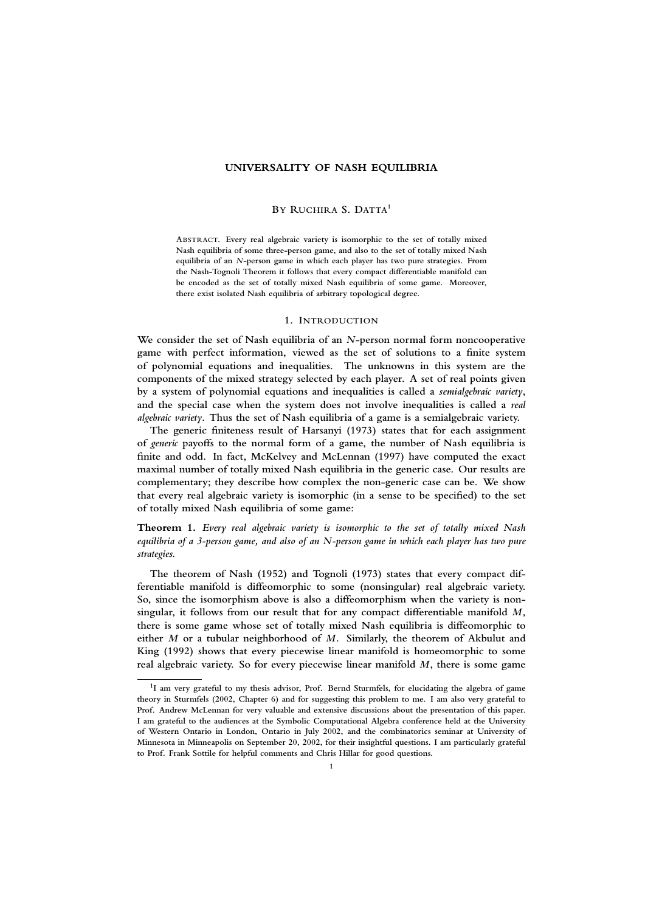# UNIVERSALITY OF NASH EQUILIBRIA

BY RUCHIRA S. DATTA[1]

ABSTRACT. Every real algebraic variety is isomorphic to the set of totally mixed Nash equilibria of some three-person game, and also to the set of totally mixed Nash equilibria of an $N$-person game in which each player has two pure strategies. From the Nash-Tognoli Theorem it follows that every compact differentiable manifold can be encoded as the set of totally mixed Nash equilibria of some game. Moreover, there exist isolated Nash equilibria of arbitrary topological degree.

## 1. INTRODUCTION

We consider the set of Nash equilibria of an $N$-person normal form noncooperative game with perfect information, viewed as the set of solutions to a finite system of polynomial equations and inequalities. The unknowns in this system are the components of the mixed strategy selected by each player. A set of real points given by a system of polynomial equations and inequalities is called a *semialgebraic variety*, and the special case when the system does not involve inequalities is called a *real algebraic variety*. Thus the set of Nash equilibria of a game is a semialgebraic variety.

The generic finiteness result of Harsanyi (1973) states that for each assignment of *generic* payoffs to the normal form of a game, the number of Nash equilibria is finite and odd. In fact, McKelvey and McLennan (1997) have computed the exact maximal number of totally mixed Nash equilibria in the generic case. Our results are complementary; they describe how complex the non-generic case can be. We show that every real algebraic variety is isomorphic (in a sense to be specified) to the set of totally mixed Nash equilibria of some game:

**Theorem 1.** *Every real algebraic variety is isomorphic to the set of totally mixed Nash equilibria of a 3-person game, and also of an N-person game in which each player has two pure strategies.*

The theorem of Nash (1952) and Tognoli (1973) states that every compact differentiable manifold is diffeomorphic to some (nonsingular) real algebraic variety. So, since the isomorphism above is also a diffeomorphism when the variety is nonsingular, it follows from our result that for any compact differentiable manifold $M$, there is some game whose set of totally mixed Nash equilibria is diffeomorphic to either $M$ or a tubular neighborhood of $M$. Similarly, the theorem of Akbulut and King (1992) shows that every piecewise linear manifold is homeomorphic to some real algebraic variety. So for every piecewise linear manifold $M$, there is some game

[1] I am very grateful to my thesis advisor, Prof. Bernd Sturmfels, for elucidating the algebra of game theory in Sturmfels (2002, Chapter 6) and for suggesting this problem to me. I am also very grateful to Prof. Andrew McLennan for very valuable and extensive discussions about the presentation of this paper. I am grateful to the audiences at the Symbolic Computational Algebra conference held at the University of Western Ontario in London, Ontario in July 2002, and the combinatorics seminar at University of Minnesota in Minneapolis on September 20, 2002, for their insightful questions. I am particularly grateful to Prof. Frank Sottile for helpful comments and Chris Hillar for good questions.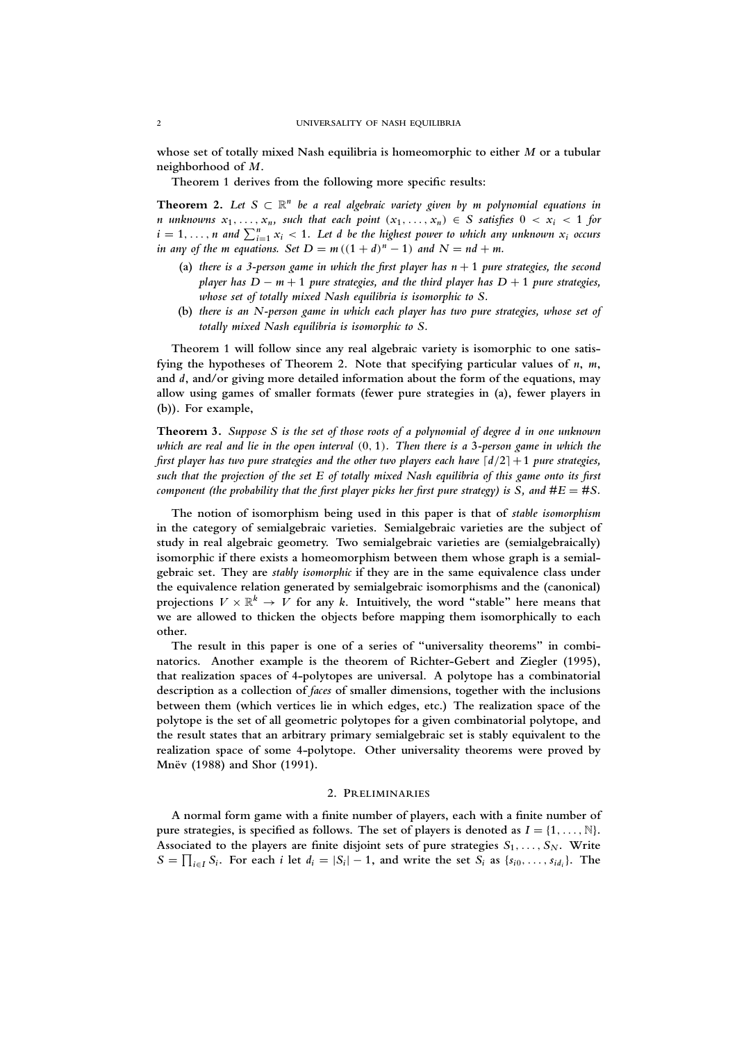whose set of totally mixed Nash equilibria is homeomorphic to either $M$ or a tubular neighborhood of $M$.

Theorem 1 derives from the following more specific results:

**Theorem 2.** *Let $S \subset \mathbb{R}^n$ be a real algebraic variety given by $m$ polynomial equations in $n$ unknowns $x_1, \ldots, x_n$, such that each point $(x_1, \ldots, x_n) \in S$ satisfies $0 < x_i < 1$ for $i = 1, \ldots, n$ and $\sum_{i=1}^{n} x_i < 1$. Let $d$ be the highest power to which any unknown $x_i$ occurs in any of the $m$ equations. Set $D = m((1 + d)^n - 1)$ and $N = nd + m$.*

- (a) *there is a 3-person game in which the first player has $n + 1$ pure strategies, the second player has $D - m + 1$ pure strategies, and the third player has $D + 1$ pure strategies, whose set of totally mixed Nash equilibria is isomorphic to $S$.*
- (b) *there is an $N$-person game in which each player has two pure strategies, whose set of totally mixed Nash equilibria is isomorphic to $S$.*

Theorem 1 will follow since any real algebraic variety is isomorphic to one satisfying the hypotheses of Theorem 2. Note that specifying particular values of $n$, $m$, and $d$, and/or giving more detailed information about the form of the equations, may allow using games of smaller formats (fewer pure strategies in (a), fewer players in (b)). For example,

**Theorem 3.** *Suppose $S$ is the set of those roots of a polynomial of degree $d$ in one unknown which are real and lie in the open interval $(0, 1)$. Then there is a 3-person game in which the first player has two pure strategies and the other two players each have $\lceil d/2 \rceil + 1$ pure strategies, such that the projection of the set $E$ of totally mixed Nash equilibria of this game onto its first component (the probability that the first player picks her first pure strategy) is $S$, and $\#E = \#S$.*

The notion of isomorphism being used in this paper is that of *stable isomorphism* in the category of semialgebraic varieties. Semialgebraic varieties are the subject of study in real algebraic geometry. Two semialgebraic varieties are (semialgebraically) isomorphic if there exists a homeomorphism between them whose graph is a semialgebraic set. They are *stably isomorphic* if they are in the same equivalence class under the equivalence relation generated by semialgebraic isomorphisms and the (canonical) projections $V \times \mathbb{R}^k \to V$ for any $k$. Intuitively, the word "stable" here means that we are allowed to thicken the objects before mapping them isomorphically to each other.

The result in this paper is one of a series of "universality theorems" in combinatorics. Another example is the theorem of Richter-Gebert and Ziegler (1995), that realization spaces of 4-polytopes are universal. A polytope has a combinatorial description as a collection of *faces* of smaller dimensions, together with the inclusions between them (which vertices lie in which edges, etc.) The realization space of the polytope is the set of all geometric polytopes for a given combinatorial polytope, and the result states that an arbitrary primary semialgebraic set is stably equivalent to the realization space of some 4-polytope. Other universality theorems were proved by Mnëv (1988) and Shor (1991).

## 2. Preliminaries

A normal form game with a finite number of players, each with a finite number of pure strategies, is specified as follows. The set of players is denoted as $I = \{1, \ldots, \mathbb{N}\}$. Associated to the players are finite disjoint sets of pure strategies $S_1, \ldots, S_N$. Write $S = \prod_{i \in I} S_i$. For each $i$ let $d_i = |S_i| - 1$, and write the set $S_i$ as $\{s_{i0}, \ldots, s_{id_i}\}$. The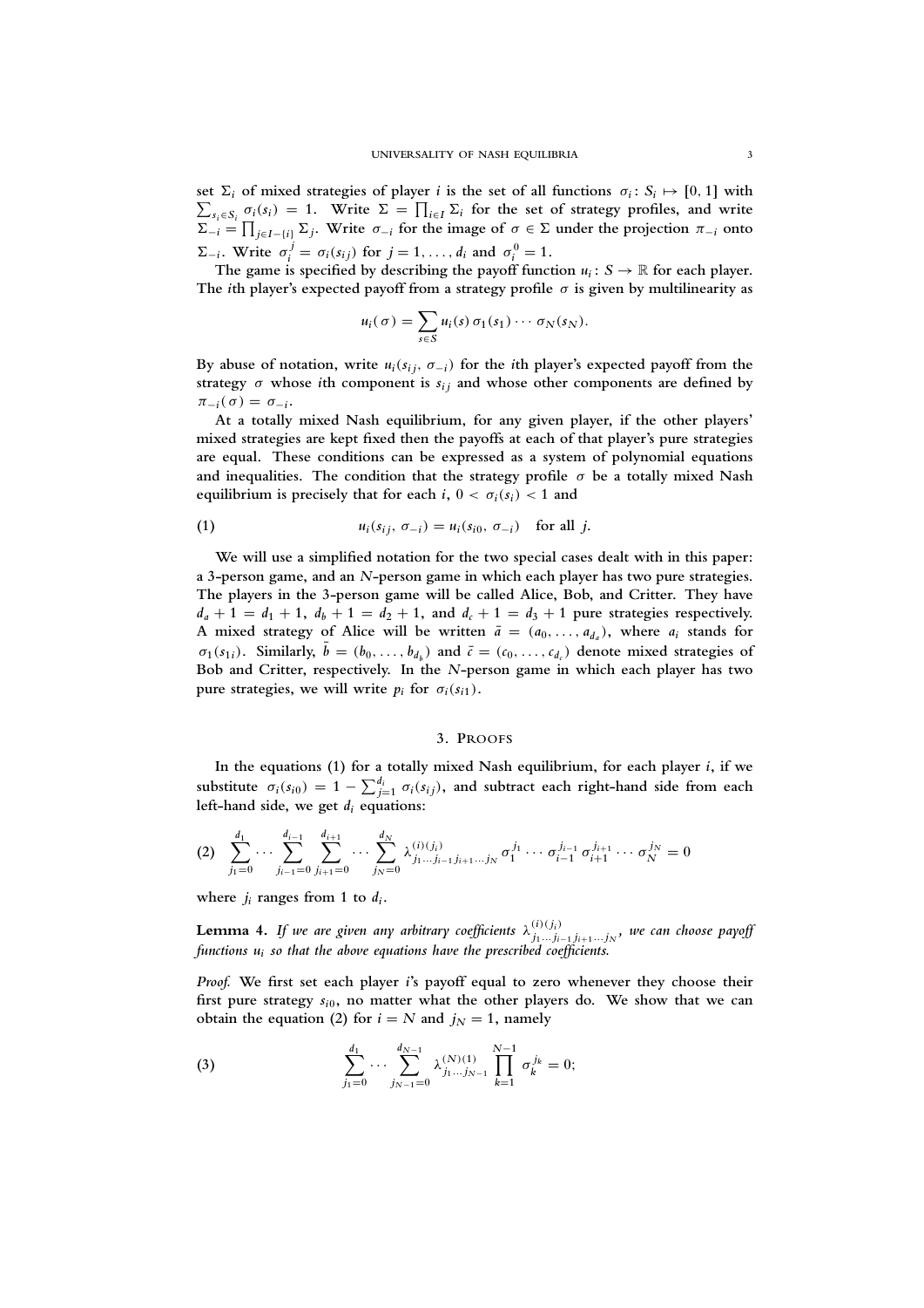set $\Sigma_i$ of mixed strategies of player $i$ is the set of all functions $\sigma_i\colon S_i \mapsto [0,1]$ with $\sum_{s_i \in S_i} \sigma_i(s_i) = 1$. Write $\Sigma = \prod_{i \in I} \Sigma_i$ for the set of strategy profiles, and write $\Sigma_{-i} = \prod_{j \in I - \{i\}} \Sigma_j$. Write $\sigma_{-i}$ for the image of $\sigma \in \Sigma$ under the projection $\pi_{-i}$ onto $\Sigma_{-i}$. Write $\sigma_i^j = \sigma_i(s_{ij})$ for $j = 1, \ldots, d_i$ and $\sigma_i^0 = 1$.

The game is specified by describing the payoff function $u_i\colon S \to \mathbb{R}$ for each player. The $i$th player's expected payoff from a strategy profile $\sigma$ is given by multilinearity as

$$u_i(\sigma) = \sum_{s \in S} u_i(s)\, \sigma_1(s_1) \cdots \sigma_N(s_N).$$

By abuse of notation, write $u_i(s_{ij}, \sigma_{-i})$ for the $i$th player's expected payoff from the strategy $\sigma$ whose $i$th component is $s_{ij}$ and whose other components are defined by $\pi_{-i}(\sigma) = \sigma_{-i}$.

At a totally mixed Nash equilibrium, for any given player, if the other players' mixed strategies are kept fixed then the payoffs at each of that player's pure strategies are equal. These conditions can be expressed as a system of polynomial equations and inequalities. The condition that the strategy profile $\sigma$ be a totally mixed Nash equilibrium is precisely that for each $i$, $0 < \sigma_i(s_i) < 1$ and

$$u_i(s_{ij}, \sigma_{-i}) = u_i(s_{i0}, \sigma_{-i}) \quad \text{for all } j. \tag{1}$$

We will use a simplified notation for the two special cases dealt with in this paper: a 3-person game, and an $N$-person game in which each player has two pure strategies. The players in the 3-person game will be called Alice, Bob, and Critter. They have $d_a + 1 = d_1 + 1$, $d_b + 1 = d_2 + 1$, and $d_c + 1 = d_3 + 1$ pure strategies respectively. A mixed strategy of Alice will be written $\bar{a} = (a_0, \ldots, a_{d_a})$, where $a_i$ stands for $\sigma_1(s_{1i})$. Similarly, $\bar{b} = (b_0, \ldots, b_{d_b})$ and $\bar{c} = (c_0, \ldots, c_{d_c})$ denote mixed strategies of Bob and Critter, respectively. In the $N$-person game in which each player has two pure strategies, we will write $p_i$ for $\sigma_i(s_{i1})$.

## 3. Proofs

In the equations (1) for a totally mixed Nash equilibrium, for each player $i$, if we substitute $\sigma_i(s_{i0}) = 1 - \sum_{j=1}^{d_i} \sigma_i(s_{ij})$, and subtract each right-hand side from each left-hand side, we get $d_i$ equations:

$$\sum_{j_1=0}^{d_1} \cdots \sum_{j_{i-1}=0}^{d_{i-1}} \sum_{j_{i+1}=0}^{d_{i+1}} \cdots \sum_{j_N=0}^{d_N} \lambda^{(i)(j_i)}_{j_1 \ldots j_{i-1} j_{i+1} \ldots j_N} \sigma_1^{j_1} \cdots \sigma_{i-1}^{j_{i-1}} \sigma_{i+1}^{j_{i+1}} \cdots \sigma_N^{j_N} = 0 \tag{2}$$

where $j_i$ ranges from 1 to $d_i$.

**Lemma 4.** *If we are given any arbitrary coefficients $\lambda^{(i)(j_i)}_{j_1 \ldots j_{i-1} j_{i+1} \ldots j_N}$, we can choose payoff functions $u_i$ so that the above equations have the prescribed coefficients.*

*Proof.* We first set each player $i$'s payoff equal to zero whenever they choose their first pure strategy $s_{i0}$, no matter what the other players do. We show that we can obtain the equation (2) for $i = N$ and $j_N = 1$, namely

$$\sum_{j_1=0}^{d_1} \cdots \sum_{j_{N-1}=0}^{d_{N-1}} \lambda^{(N)(1)}_{j_1 \ldots j_{N-1}} \prod_{k=1}^{N-1} \sigma_k^{j_k} = 0; \tag{3}$$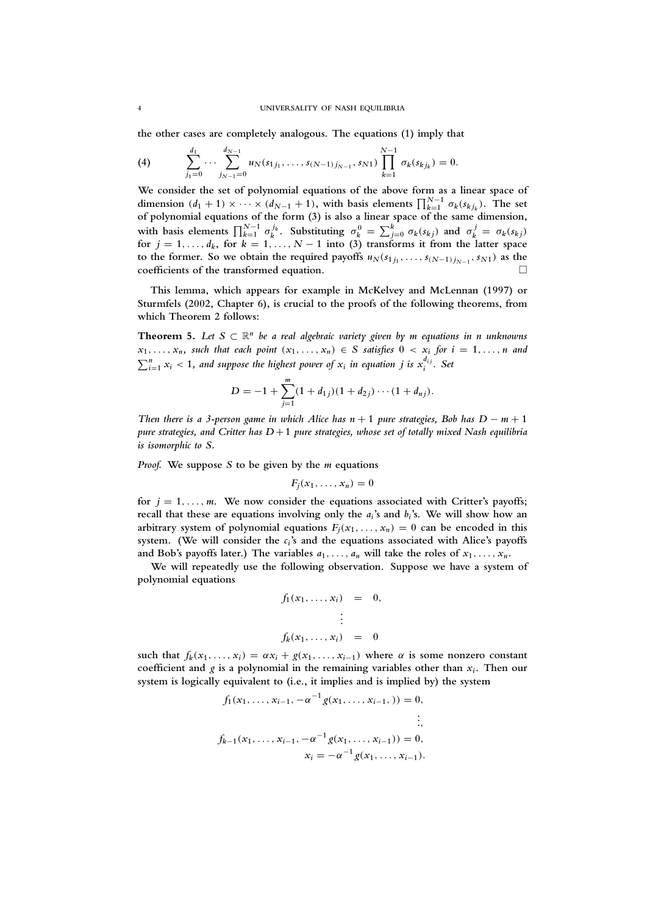the other cases are completely analogous. The equations (1) imply that

$$\sum_{j_1=0}^{d_1} \cdots \sum_{j_{N-1}=0}^{d_{N-1}} u_N(s_{1j_1}, \ldots, s_{(N-1)j_{N-1}}, s_{N1}) \prod_{k=1}^{N-1} \sigma_k(s_{kj_k}) = 0. \tag{4}$$

We consider the set of polynomial equations of the above form as a linear space of dimension $(d_1 + 1) \times \cdots \times (d_{N-1} + 1)$, with basis elements $\prod_{k=1}^{N-1} \sigma_k(s_{kj_k})$. The set of polynomial equations of the form (3) is also a linear space of the same dimension, with basis elements $\prod_{k=1}^{N-1} \sigma_k^{j_k}$. Substituting $\sigma_k^0 = \sum_{j=0}^{k} \sigma_k(s_{kj})$ and $\sigma_k^j = \sigma_k(s_{kj})$ for $j = 1, \ldots, d_k$, for $k = 1, \ldots, N-1$ into (3) transforms it from the latter space to the former. So we obtain the required payoffs $u_N(s_{1j_1}, \ldots, s_{(N-1)j_{N-1}}, s_{N1})$ as the coefficients of the transformed equation. □

This lemma, which appears for example in McKelvey and McLennan (1997) or Sturmfels (2002, Chapter 6), is crucial to the proofs of the following theorems, from which Theorem 2 follows:

**Theorem 5.** *Let $S \subset \mathbb{R}^n$ be a real algebraic variety given by $m$ equations in $n$ unknowns $x_1, \ldots, x_n$, such that each point $(x_1, \ldots, x_n) \in S$ satisfies $0 < x_i$ for $i = 1, \ldots, n$ and $\sum_{i=1}^n x_i < 1$, and suppose the highest power of $x_i$ in equation $j$ is $x_i^{d_{ij}}$. Set*

$$D = -1 + \sum_{j=1}^{m} (1 + d_{1j})(1 + d_{2j}) \cdots (1 + d_{nj}).$$

*Then there is a 3-person game in which Alice has $n+1$ pure strategies, Bob has $D - m + 1$ pure strategies, and Critter has $D+1$ pure strategies, whose set of totally mixed Nash equilibria is isomorphic to $S$.*

*Proof.* We suppose $S$ to be given by the $m$ equations

$$F_j(x_1, \ldots, x_n) = 0$$

for $j = 1, \ldots, m$. We now consider the equations associated with Critter's payoffs; recall that these are equations involving only the $a_i$'s and $b_i$'s. We will show how an arbitrary system of polynomial equations $F_j(x_1, \ldots, x_n) = 0$ can be encoded in this system. (We will consider the $c_i$'s and the equations associated with Alice's payoffs and Bob's payoffs later.) The variables $a_1, \ldots, a_n$ will take the roles of $x_1, \ldots, x_n$.

We will repeatedly use the following observation. Suppose we have a system of polynomial equations

$$\begin{aligned} f_1(x_1, \ldots, x_i) &= 0, \\ &\vdots \\ f_k(x_1, \ldots, x_i) &= 0 \end{aligned}$$

such that $f_k(x_1, \ldots, x_i) = \alpha x_i + g(x_1, \ldots, x_{i-1})$ where $\alpha$ is some nonzero constant coefficient and $g$ is a polynomial in the remaining variables other than $x_i$. Then our system is logically equivalent to (i.e., it implies and is implied by) the system

$$\begin{aligned} f_1(x_1, \ldots, x_{i-1}, -\alpha^{-1} g(x_1, \ldots, x_{i-1}, )) &= 0, \\ &\vdots, \\ f_{k-1}(x_1, \ldots, x_{i-1}, -\alpha^{-1} g(x_1, \ldots, x_{i-1})) &= 0, \\ x_i &= -\alpha^{-1} g(x_1, \ldots, x_{i-1}). \end{aligned}$$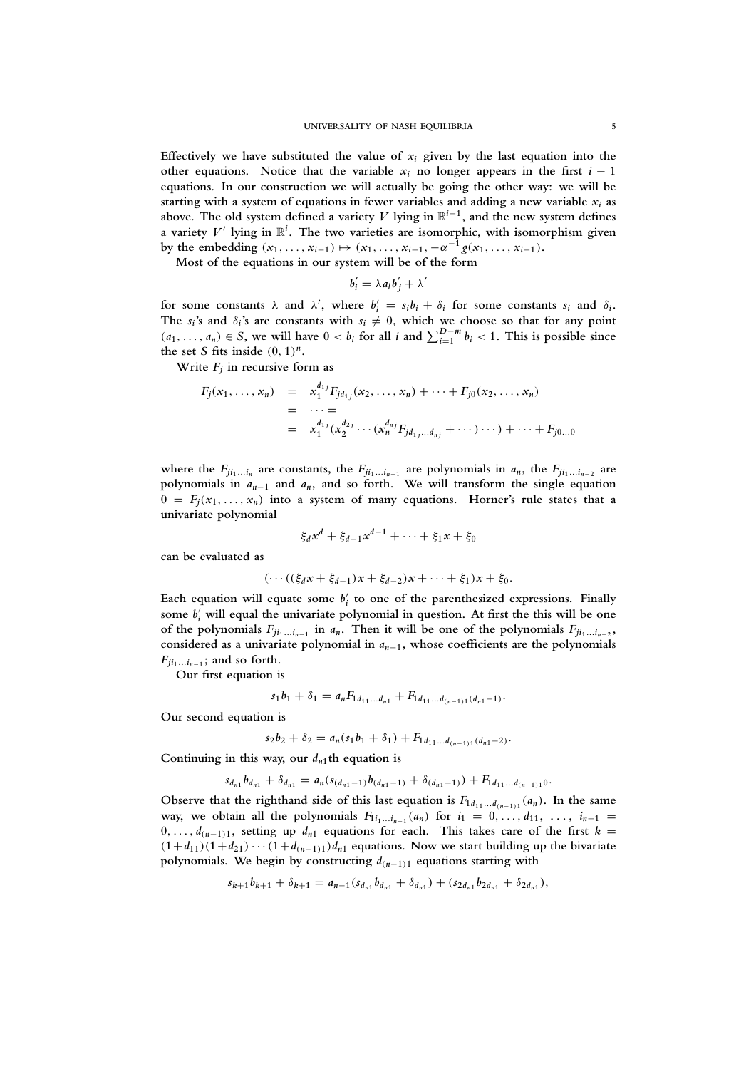Effectively we have substituted the value of $x_i$ given by the last equation into the other equations. Notice that the variable $x_i$ no longer appears in the first $i-1$ equations. In our construction we will actually be going the other way: we will be starting with a system of equations in fewer variables and adding a new variable $x_i$ as above. The old system defined a variety $V$ lying in $\mathbb{R}^{i-1}$, and the new system defines a variety $V'$ lying in $\mathbb{R}^i$. The two varieties are isomorphic, with isomorphism given by the embedding $(x_1, \ldots, x_{i-1}) \mapsto (x_1, \ldots, x_{i-1}, -\alpha^{-1} g(x_1, \ldots, x_{i-1}))$.

Most of the equations in our system will be of the form

$$b_i' = \lambda a_l b_j' + \lambda'$$

for some constants $\lambda$ and $\lambda'$, where $b_i' = s_i b_i + \delta_i$ for some constants $s_i$ and $\delta_i$. The $s_i$'s and $\delta_i$'s are constants with $s_i \neq 0$, which we choose so that for any point $(a_1, \ldots, a_n) \in S$, we will have $0 < b_i$ for all $i$ and $\sum_{i=1}^{D-m} b_i < 1$. This is possible since the set $S$ fits inside $(0,1)^n$.

Write $F_j$ in recursive form as

$$\begin{aligned} F_j(x_1, \ldots, x_n) &= x_1^{d_{1j}} F_{jd_{1j}}(x_2, \ldots, x_n) + \cdots + F_{j0}(x_2, \ldots, x_n) \\ &= \cdots = \\ &= x_1^{d_{1j}}(x_2^{d_{2j}} \cdots (x_n^{d_{nj}} F_{jd_{1j} \ldots d_{nj}} + \cdots) \cdots) + \cdots + F_{j0\ldots 0} \end{aligned}$$

where the $F_{ji_1 \ldots i_n}$ are constants, the $F_{ji_1 \ldots i_{n-1}}$ are polynomials in $a_n$, the $F_{ji_1 \ldots i_{n-2}}$ are polynomials in $a_{n-1}$ and $a_n$, and so forth. We will transform the single equation $0 = F_j(x_1, \ldots, x_n)$ into a system of many equations. Horner's rule states that a univariate polynomial

$$\xi_d x^d + \xi_{d-1} x^{d-1} + \cdots + \xi_1 x + \xi_0$$

can be evaluated as

$$(\cdots((\xi_d x + \xi_{d-1})x + \xi_{d-2})x + \cdots + \xi_1)x + \xi_0.$$

Each equation will equate some $b_i'$ to one of the parenthesized expressions. Finally some $b_i'$ will equal the univariate polynomial in question. At first the this will be one of the polynomials $F_{ji_1 \ldots i_{n-1}}$ in $a_n$. Then it will be one of the polynomials $F_{ji_1 \ldots i_{n-2}}$, considered as a univariate polynomial in $a_{n-1}$, whose coefficients are the polynomials $F_{ji_1 \ldots i_{n-1}}$; and so forth.

Our first equation is

$$s_1 b_1 + \delta_1 = a_n F_{1d_{11} \ldots d_{n1}} + F_{1d_{11} \ldots d_{(n-1)1}(d_{n1}-1)}.$$

Our second equation is

$$s_2 b_2 + \delta_2 = a_n(s_1 b_1 + \delta_1) + F_{1d_{11} \ldots d_{(n-1)1}(d_{n1}-2)}.$$

Continuing in this way, our $d_{n1}$th equation is

$$s_{d_{n1}} b_{d_{n1}} + \delta_{d_{n1}} = a_n(s_{(d_{n1}-1)} b_{(d_{n1}-1)} + \delta_{(d_{n1}-1)}) + F_{1d_{11} \ldots d_{(n-1)1}0}.$$

Observe that the righthand side of this last equation is $F_{1d_{11} \ldots d_{(n-1)1}}(a_n)$. In the same way, we obtain all the polynomials $F_{1i_1 \ldots i_{n-1}}(a_n)$ for $i_1 = 0, \ldots, d_{11}, \ \ldots, \ i_{n-1} = 0, \ldots, d_{(n-1)1}$, setting up $d_{n1}$ equations for each. This takes care of the first $k = (1+d_{11})(1+d_{21}) \cdots (1+d_{(n-1)1}) d_{n1}$ equations. Now we start building up the bivariate polynomials. We begin by constructing $d_{(n-1)1}$ equations starting with

$$s_{k+1} b_{k+1} + \delta_{k+1} = a_{n-1}(s_{d_{n1}} b_{d_{n1}} + \delta_{d_{n1}}) + (s_{2d_{n1}} b_{2d_{n1}} + \delta_{2d_{n1}}),$$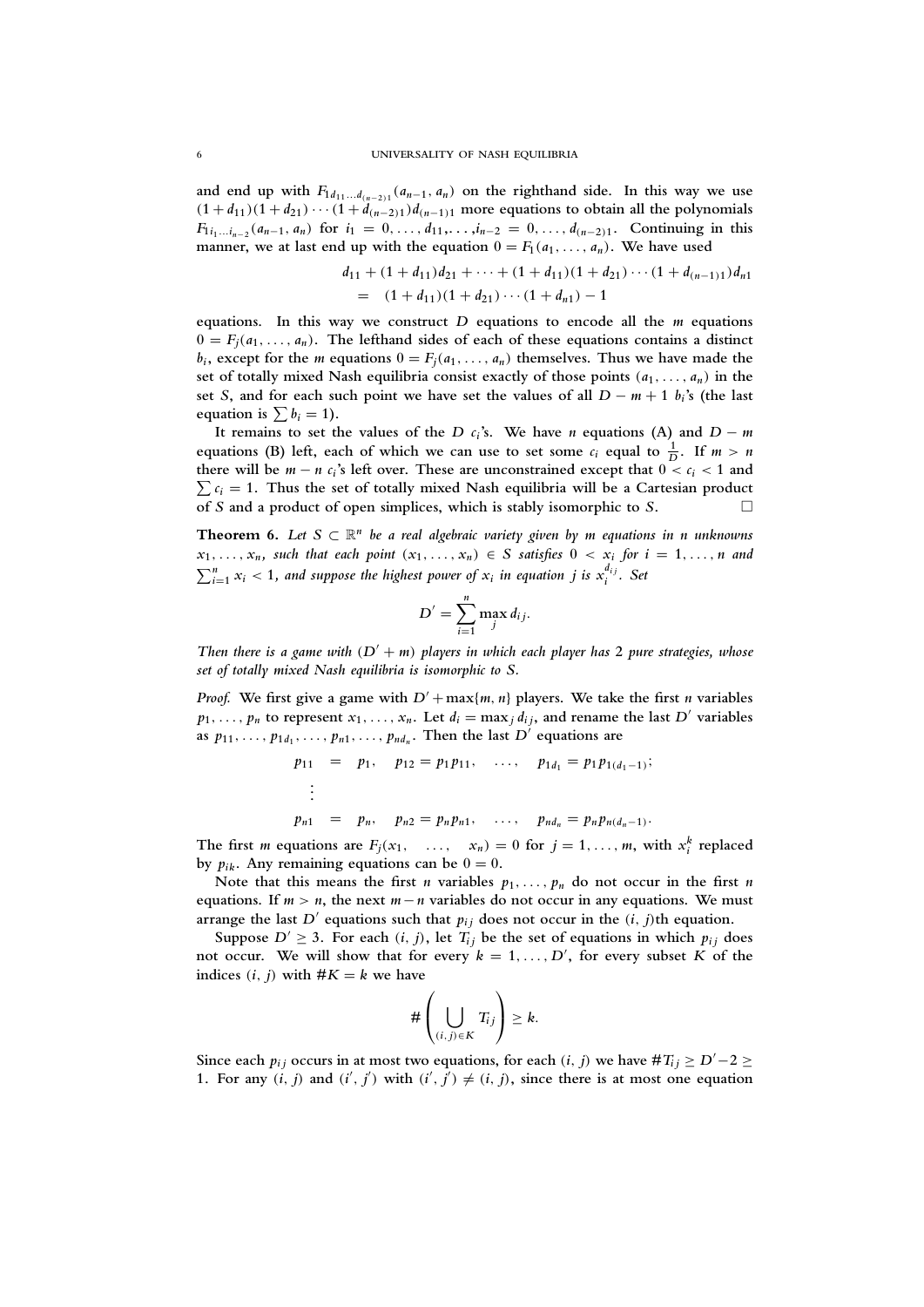and end up with $F_{1d_{11}\dots d_{(n-2)1}}(a_{n-1}, a_n)$ on the righthand side. In this way we use $(1+d_{11})(1+d_{21})\cdots(1+d_{(n-2)1})d_{(n-1)1}$ more equations to obtain all the polynomials $F_{1i_1\dots i_{n-2}}(a_{n-1}, a_n)$ for $i_1 = 0, \dots, d_{11}, \dots, i_{n-2} = 0, \dots, d_{(n-2)1}$. Continuing in this manner, we at last end up with the equation $0 = F_1(a_1, \dots, a_n)$. We have used

$$\begin{aligned} & d_{11} + (1+d_{11})d_{21} + \cdots + (1+d_{11})(1+d_{21})\cdots(1+d_{(n-1)1})d_{n1} \\ = \; & (1+d_{11})(1+d_{21})\cdots(1+d_{n1}) - 1 \end{aligned}$$

equations. In this way we construct $D$ equations to encode all the $m$ equations $0 = F_j(a_1, \dots, a_n)$. The lefthand sides of each of these equations contains a distinct $b_i$, except for the $m$ equations $0 = F_j(a_1, \dots, a_n)$ themselves. Thus we have made the set of totally mixed Nash equilibria consist exactly of those points $(a_1, \dots, a_n)$ in the set $S$, and for each such point we have set the values of all $D - m + 1$ $b_i$'s (the last equation is $\sum b_i = 1$).

It remains to set the values of the $D$ $c_i$'s. We have $n$ equations (A) and $D - m$ equations (B) left, each of which we can use to set some $c_i$ equal to $\frac{1}{D}$. If $m > n$ there will be $m - n$ $c_i$'s left over. These are unconstrained except that $0 < c_i < 1$ and $\sum c_i = 1$. Thus the set of totally mixed Nash equilibria will be a Cartesian product of $S$ and a product of open simplices, which is stably isomorphic to $S$. □

**Theorem 6.** *Let $S \subset \mathbb{R}^n$ be a real algebraic variety given by $m$ equations in $n$ unknowns $x_1, \dots, x_n$, such that each point $(x_1, \dots, x_n) \in S$ satisfies $0 < x_i$ for $i = 1, \dots, n$ and $\sum_{i=1}^n x_i < 1$, and suppose the highest power of $x_i$ in equation $j$ is $x_i^{d_{ij}}$. Set*

$$D' = \sum_{i=1}^{n} \max_j d_{ij}.$$

*Then there is a game with $(D' + m)$ players in which each player has 2 pure strategies, whose set of totally mixed Nash equilibria is isomorphic to $S$.*

*Proof.* We first give a game with $D' + \max\{m, n\}$ players. We take the first $n$ variables $p_1, \dots, p_n$ to represent $x_1, \dots, x_n$. Let $d_i = \max_j d_{ij}$, and rename the last $D'$ variables as $p_{11}, \dots, p_{1d_1}, \dots, p_{n1}, \dots, p_{nd_n}$. Then the last $D'$ equations are

$$\begin{aligned} p_{11} &= p_1, \quad p_{12} = p_1 p_{11}, \quad \dots, \quad p_{1d_1} = p_1 p_{1(d_1-1)}; \\ &\vdots \\ p_{n1} &= p_n, \quad p_{n2} = p_n p_{n1}, \quad \dots, \quad p_{nd_n} = p_n p_{n(d_n-1)}. \end{aligned}$$

The first $m$ equations are $F_j(x_1, \dots, x_n) = 0$ for $j = 1, \dots, m$, with $x_i^k$ replaced by $p_{ik}$. Any remaining equations can be $0 = 0$.

Note that this means the first $n$ variables $p_1, \dots, p_n$ do not occur in the first $n$ equations. If $m > n$, the next $m - n$ variables do not occur in any equations. We must arrange the last $D'$ equations such that $p_{ij}$ does not occur in the $(i, j)$th equation.

Suppose $D' \geq 3$. For each $(i, j)$, let $T_{ij}$ be the set of equations in which $p_{ij}$ does not occur. We will show that for every $k = 1, \dots, D'$, for every subset $K$ of the indices $(i, j)$ with $\#K = k$ we have

$$\#\left(\bigcup_{(i,j)\in K} T_{ij}\right) \geq k.$$

Since each $p_{ij}$ occurs in at most two equations, for each $(i, j)$ we have $\#T_{ij} \geq D' - 2 \geq 1$. For any $(i, j)$ and $(i', j')$ with $(i', j') \neq (i, j)$, since there is at most one equation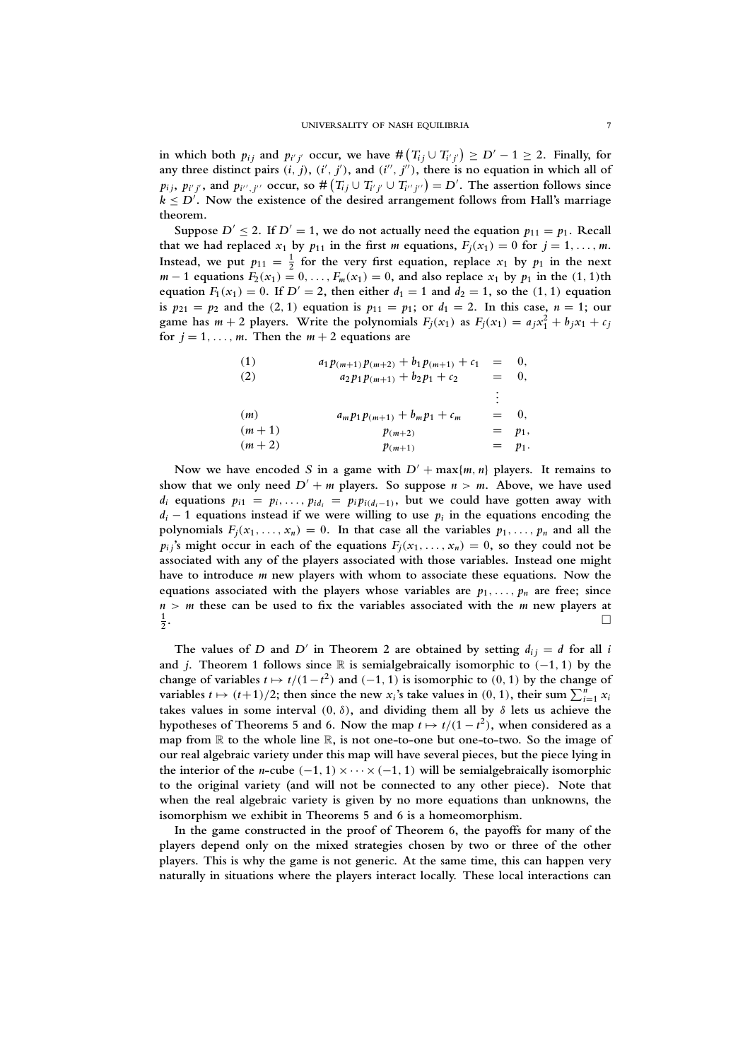in which both $p_{ij}$ and $p_{i'j'}$ occur, we have $\#\left(T_{ij} \cup T_{i'j'}\right) \geq D' - 1 \geq 2$. Finally, for any three distinct pairs $(i, j)$, $(i', j')$, and $(i'', j'')$, there is no equation in which all of $p_{ij}$, $p_{i'j'}$, and $p_{i'',j''}$ occur, so $\#\left(T_{ij} \cup T_{i'j'} \cup T_{i''j''}\right) = D'$. The assertion follows since $k \leq D'$. Now the existence of the desired arrangement follows from Hall's marriage theorem.

Suppose $D' \leq 2$. If $D' = 1$, we do not actually need the equation $p_{11} = p_1$. Recall that we had replaced $x_1$ by $p_{11}$ in the first $m$ equations, $F_j(x_1) = 0$ for $j = 1, \ldots, m$. Instead, we put $p_{11} = \frac{1}{2}$ for the very first equation, replace $x_1$ by $p_1$ in the next $m - 1$ equations $F_2(x_1) = 0, \ldots, F_m(x_1) = 0$, and also replace $x_1$ by $p_1$ in the $(1, 1)$th equation $F_1(x_1) = 0$. If $D' = 2$, then either $d_1 = 1$ and $d_2 = 1$, so the $(1, 1)$ equation is $p_{21} = p_2$ and the $(2, 1)$ equation is $p_{11} = p_1$; or $d_1 = 2$. In this case, $n = 1$; our game has $m + 2$ players. Write the polynomials $F_j(x_1)$ as $F_j(x_1) = a_j x_1^2 + b_j x_1 + c_j$ for $j = 1, \ldots, m$. Then the $m + 2$ equations are

$$
\begin{array}{lrcl}
(1) & a_1 p_{(m+1)} p_{(m+2)} + b_1 p_{(m+1)} + c_1 & = & 0, \\
(2) & a_2 p_1 p_{(m+1)} + b_2 p_1 + c_2 & = & 0, \\
 & & \vdots & \\
(m) & a_m p_1 p_{(m+1)} + b_m p_1 + c_m & = & 0, \\
(m+1) & p_{(m+2)} & = & p_1, \\
(m+2) & p_{(m+1)} & = & p_1.
\end{array}
$$

Now we have encoded $S$ in a game with $D' + \max\{m, n\}$ players. It remains to show that we only need $D' + m$ players. So suppose $n > m$. Above, we have used $d_i$ equations $p_{i1} = p_i, \ldots, p_{id_i} = p_i p_{i(d_i - 1)}$, but we could have gotten away with $d_i - 1$ equations instead if we were willing to use $p_i$ in the equations encoding the polynomials $F_j(x_1, \ldots, x_n) = 0$. In that case all the variables $p_1, \ldots, p_n$ and all the $p_{ij}$'s might occur in each of the equations $F_j(x_1, \ldots, x_n) = 0$, so they could not be associated with any of the players associated with those variables. Instead one might have to introduce $m$ new players with whom to associate these equations. Now the equations associated with the players whose variables are $p_1, \ldots, p_n$ are free; since $n > m$ these can be used to fix the variables associated with the $m$ new players at $\frac{1}{2}$. □

The values of $D$ and $D'$ in Theorem 2 are obtained by setting $d_{ij} = d$ for all $i$ and $j$. Theorem 1 follows since $\mathbb{R}$ is semialgebraically isomorphic to $(-1, 1)$ by the change of variables $t \mapsto t/(1-t^2)$ and $(-1, 1)$ is isomorphic to $(0, 1)$ by the change of variables $t \mapsto (t+1)/2$; then since the new $x_i$'s take values in $(0, 1)$, their sum $\sum_{i=1}^{n} x_i$ takes values in some interval $(0, \delta)$, and dividing them all by $\delta$ lets us achieve the hypotheses of Theorems 5 and 6. Now the map $t \mapsto t/(1 - t^2)$, when considered as a map from $\mathbb{R}$ to the whole line $\mathbb{R}$, is not one-to-one but one-to-two. So the image of our real algebraic variety under this map will have several pieces, but the piece lying in the interior of the $n$-cube $(-1, 1) \times \cdots \times (-1, 1)$ will be semialgebraically isomorphic to the original variety (and will not be connected to any other piece). Note that when the real algebraic variety is given by no more equations than unknowns, the isomorphism we exhibit in Theorems 5 and 6 is a homeomorphism.

In the game constructed in the proof of Theorem 6, the payoffs for many of the players depend only on the mixed strategies chosen by two or three of the other players. This is why the game is not generic. At the same time, this can happen very naturally in situations where the players interact locally. These local interactions can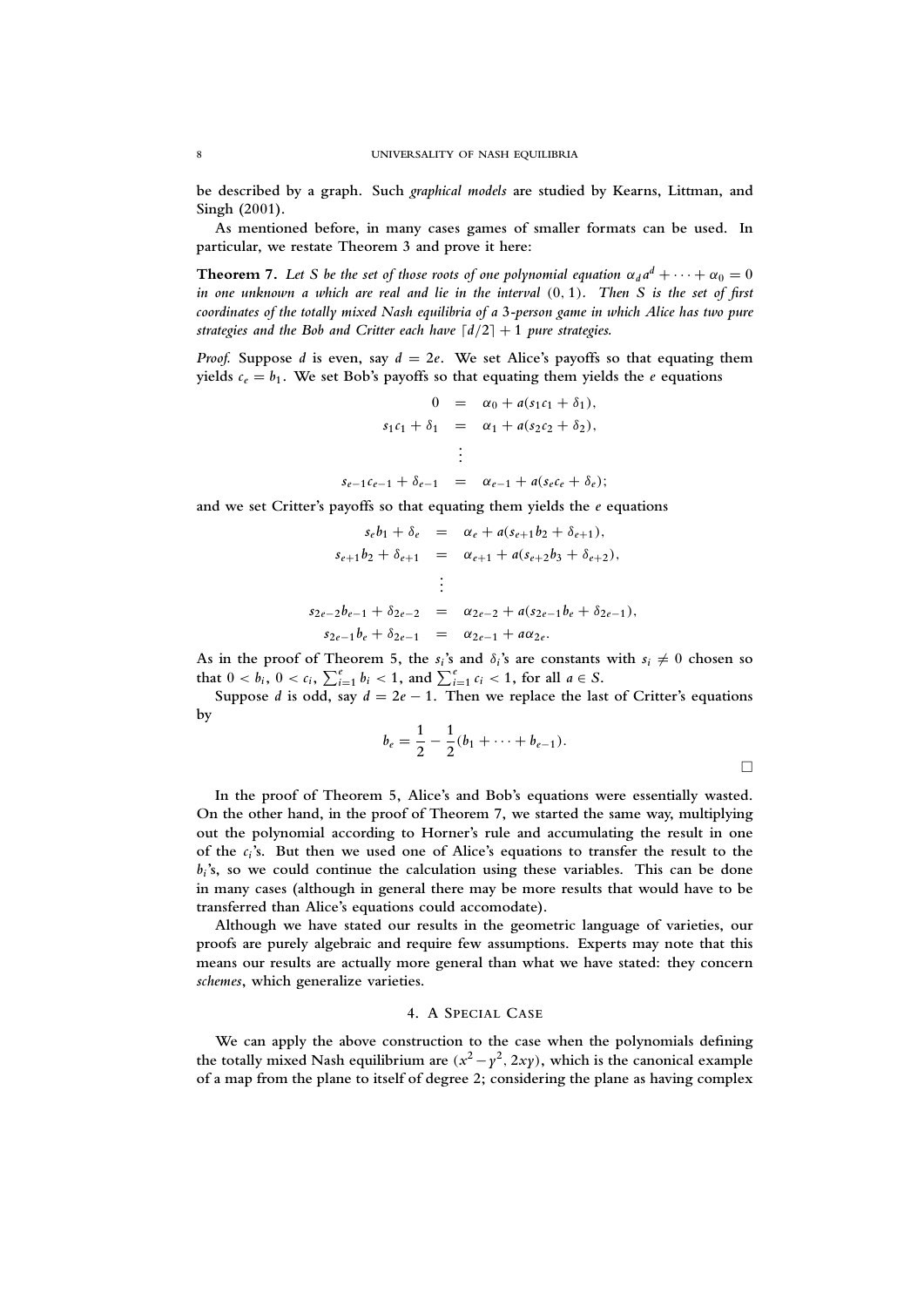be described by a graph. Such *graphical models* are studied by Kearns, Littman, and Singh (2001).

As mentioned before, in many cases games of smaller formats can be used. In particular, we restate Theorem 3 and prove it here:

**Theorem 7.** *Let $S$ be the set of those roots of one polynomial equation $\alpha_d a^d + \cdots + \alpha_0 = 0$ in one unknown $a$ which are real and lie in the interval $(0, 1)$. Then $S$ is the set of first coordinates of the totally mixed Nash equilibria of a 3-person game in which Alice has two pure strategies and the Bob and Critter each have $\lceil d/2 \rceil + 1$ pure strategies.*

*Proof.* Suppose $d$ is even, say $d = 2e$. We set Alice's payoffs so that equating them yields $c_e = b_1$. We set Bob's payoffs so that equating them yields the $e$ equations

$$\begin{aligned}
0 &= \alpha_0 + a(s_1 c_1 + \delta_1), \\
s_1 c_1 + \delta_1 &= \alpha_1 + a(s_2 c_2 + \delta_2), \\
&\vdots \\
s_{e-1} c_{e-1} + \delta_{e-1} &= \alpha_{e-1} + a(s_e c_e + \delta_e);
\end{aligned}$$

and we set Critter's payoffs so that equating them yields the $e$ equations

$$\begin{aligned}
s_e b_1 + \delta_e &= \alpha_e + a(s_{e+1} b_2 + \delta_{e+1}), \\
s_{e+1} b_2 + \delta_{e+1} &= \alpha_{e+1} + a(s_{e+2} b_3 + \delta_{e+2}), \\
&\vdots \\
s_{2e-2} b_{e-1} + \delta_{2e-2} &= \alpha_{2e-2} + a(s_{2e-1} b_e + \delta_{2e-1}), \\
s_{2e-1} b_e + \delta_{2e-1} &= \alpha_{2e-1} + a\alpha_{2e}.
\end{aligned}$$

As in the proof of Theorem 5, the $s_i$'s and $\delta_i$'s are constants with $s_i \neq 0$ chosen so that $0 < b_i$, $0 < c_i$, $\sum_{i=1}^{e} b_i < 1$, and $\sum_{i=1}^{e} c_i < 1$, for all $a \in S$.

Suppose $d$ is odd, say $d = 2e - 1$. Then we replace the last of Critter's equations by

$$b_e = \frac{1}{2} - \frac{1}{2}(b_1 + \cdots + b_{e-1}).$$

□

In the proof of Theorem 5, Alice's and Bob's equations were essentially wasted. On the other hand, in the proof of Theorem 7, we started the same way, multiplying out the polynomial according to Horner's rule and accumulating the result in one of the $c_i$'s. But then we used one of Alice's equations to transfer the result to the $b_i$'s, so we could continue the calculation using these variables. This can be done in many cases (although in general there may be more results that would have to be transferred than Alice's equations could accomodate).

Although we have stated our results in the geometric language of varieties, our proofs are purely algebraic and require few assumptions. Experts may note that this means our results are actually more general than what we have stated: they concern *schemes*, which generalize varieties.

## 4. A Special Case

We can apply the above construction to the case when the polynomials defining the totally mixed Nash equilibrium are $(x^2 - y^2, 2xy)$, which is the canonical example of a map from the plane to itself of degree 2; considering the plane as having complex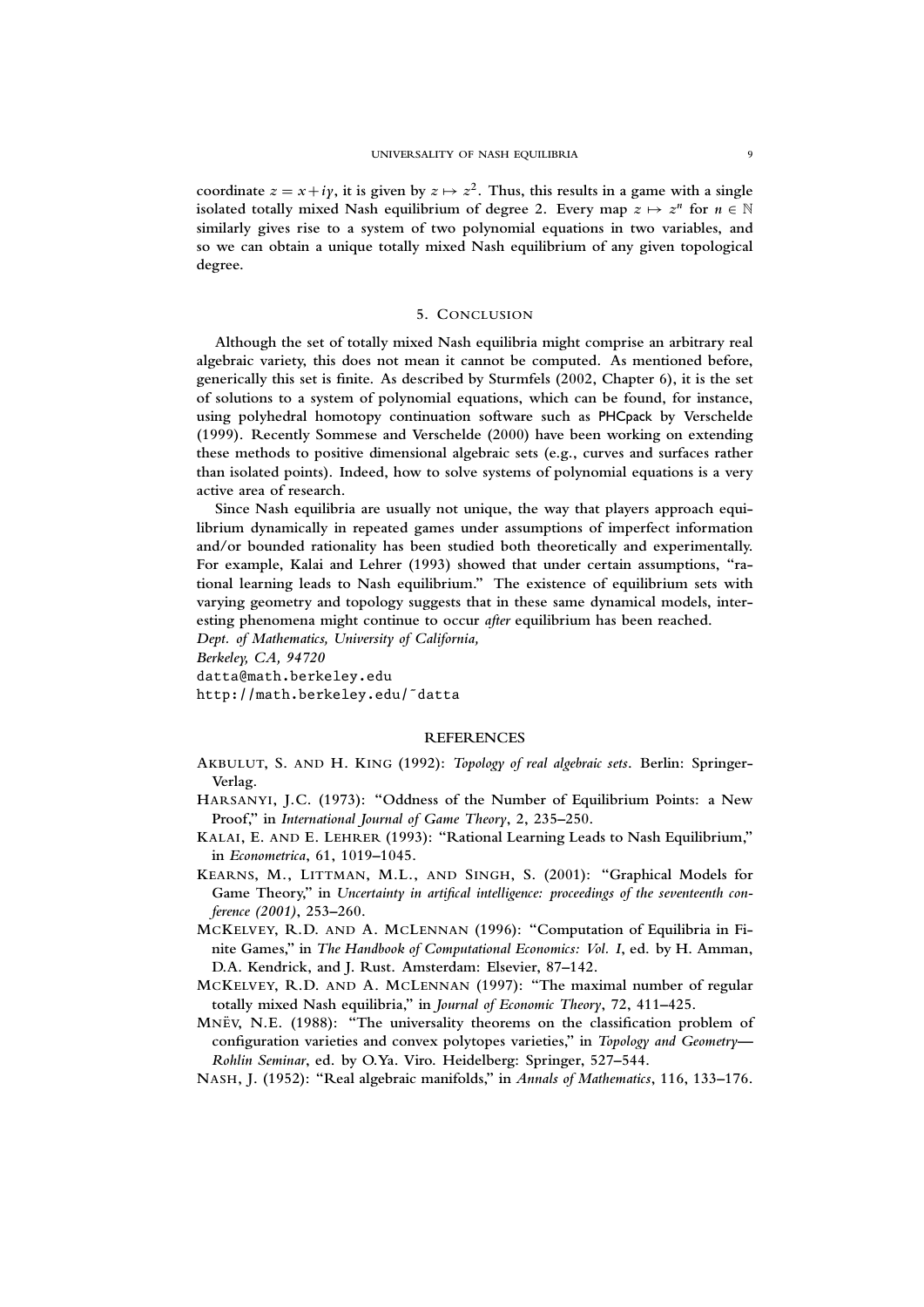coordinate $z = x + iy$, it is given by $z \mapsto z^2$. Thus, this results in a game with a single isolated totally mixed Nash equilibrium of degree 2. Every map $z \mapsto z^n$ for $n \in \mathbb{N}$ similarly gives rise to a system of two polynomial equations in two variables, and so we can obtain a unique totally mixed Nash equilibrium of any given topological degree.

## 5. Conclusion

Although the set of totally mixed Nash equilibria might comprise an arbitrary real algebraic variety, this does not mean it cannot be computed. As mentioned before, generically this set is finite. As described by Sturmfels (2002, Chapter 6), it is the set of solutions to a system of polynomial equations, which can be found, for instance, using polyhedral homotopy continuation software such as PHCpack by Verschelde (1999). Recently Sommese and Verschelde (2000) have been working on extending these methods to positive dimensional algebraic sets (e.g., curves and surfaces rather than isolated points). Indeed, how to solve systems of polynomial equations is a very active area of research.

Since Nash equilibria are usually not unique, the way that players approach equilibrium dynamically in repeated games under assumptions of imperfect information and/or bounded rationality has been studied both theoretically and experimentally. For example, Kalai and Lehrer (1993) showed that under certain assumptions, "rational learning leads to Nash equilibrium." The existence of equilibrium sets with varying geometry and topology suggests that in these same dynamical models, interesting phenomena might continue to occur *after* equilibrium has been reached.

*Dept. of Mathematics, University of California,*
*Berkeley, CA, 94720*
datta@math.berkeley.edu
http://math.berkeley.edu/~datta

## References

Akbulut, S. and H. King (1992): *Topology of real algebraic sets*. Berlin: Springer-Verlag.

Harsanyi, J.C. (1973): "Oddness of the Number of Equilibrium Points: a New Proof," in *International Journal of Game Theory*, 2, 235–250.

Kalai, E. and E. Lehrer (1993): "Rational Learning Leads to Nash Equilibrium," in *Econometrica*, 61, 1019–1045.

Kearns, M., Littman, M.L., and Singh, S. (2001): "Graphical Models for Game Theory," in *Uncertainty in artifical intelligence: proceedings of the seventeenth conference (2001)*, 253–260.

McKelvey, R.D. and A. McLennan (1996): "Computation of Equilibria in Finite Games," in *The Handbook of Computational Economics: Vol. I*, ed. by H. Amman, D.A. Kendrick, and J. Rust. Amsterdam: Elsevier, 87–142.

McKelvey, R.D. and A. McLennan (1997): "The maximal number of regular totally mixed Nash equilibria," in *Journal of Economic Theory*, 72, 411–425.

Mnëv, N.E. (1988): "The universality theorems on the classification problem of configuration varieties and convex polytopes varieties," in *Topology and Geometry—Rohlin Seminar*, ed. by O.Ya. Viro. Heidelberg: Springer, 527–544.

Nash, J. (1952): "Real algebraic manifolds," in *Annals of Mathematics*, 116, 133–176.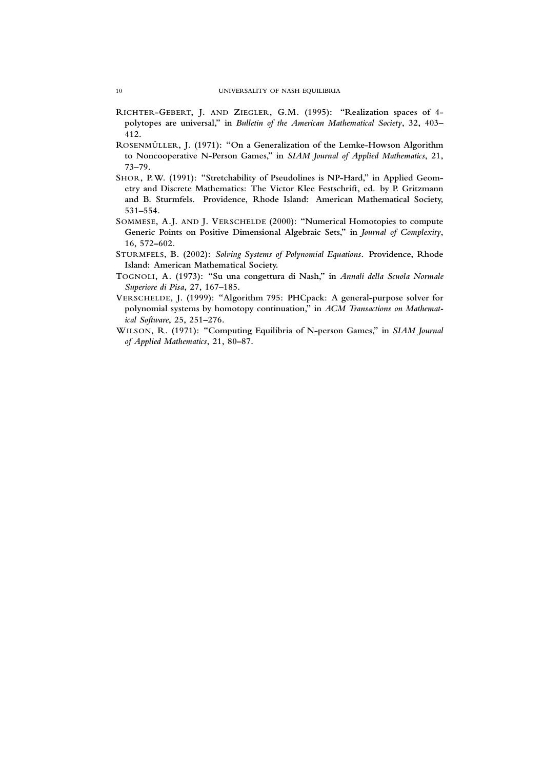RICHTER-GEBERT, J. AND ZIEGLER, G.M. (1995): "Realization spaces of 4-polytopes are universal," in *Bulletin of the American Mathematical Society*, 32, 403–412.

ROSENMÜLLER, J. (1971): "On a Generalization of the Lemke-Howson Algorithm to Noncooperative N-Person Games," in *SIAM Journal of Applied Mathematics*, 21, 73–79.

SHOR, P.W. (1991): "Stretchability of Pseudolines is NP-Hard," in Applied Geometry and Discrete Mathematics: The Victor Klee Festschrift, ed. by P. Gritzmann and B. Sturmfels. Providence, Rhode Island: American Mathematical Society, 531–554.

SOMMESE, A.J. AND J. VERSCHELDE (2000): "Numerical Homotopies to compute Generic Points on Positive Dimensional Algebraic Sets," in *Journal of Complexity*, 16, 572–602.

STURMFELS, B. (2002): *Solving Systems of Polynomial Equations*. Providence, Rhode Island: American Mathematical Society.

TOGNOLI, A. (1973): "Su una congettura di Nash," in *Annali della Scuola Normale Superiore di Pisa*, 27, 167–185.

VERSCHELDE, J. (1999): "Algorithm 795: PHCpack: A general-purpose solver for polynomial systems by homotopy continuation," in *ACM Transactions on Mathematical Software*, 25, 251–276.

WILSON, R. (1971): "Computing Equilibria of N-person Games," in *SIAM Journal of Applied Mathematics*, 21, 80–87.